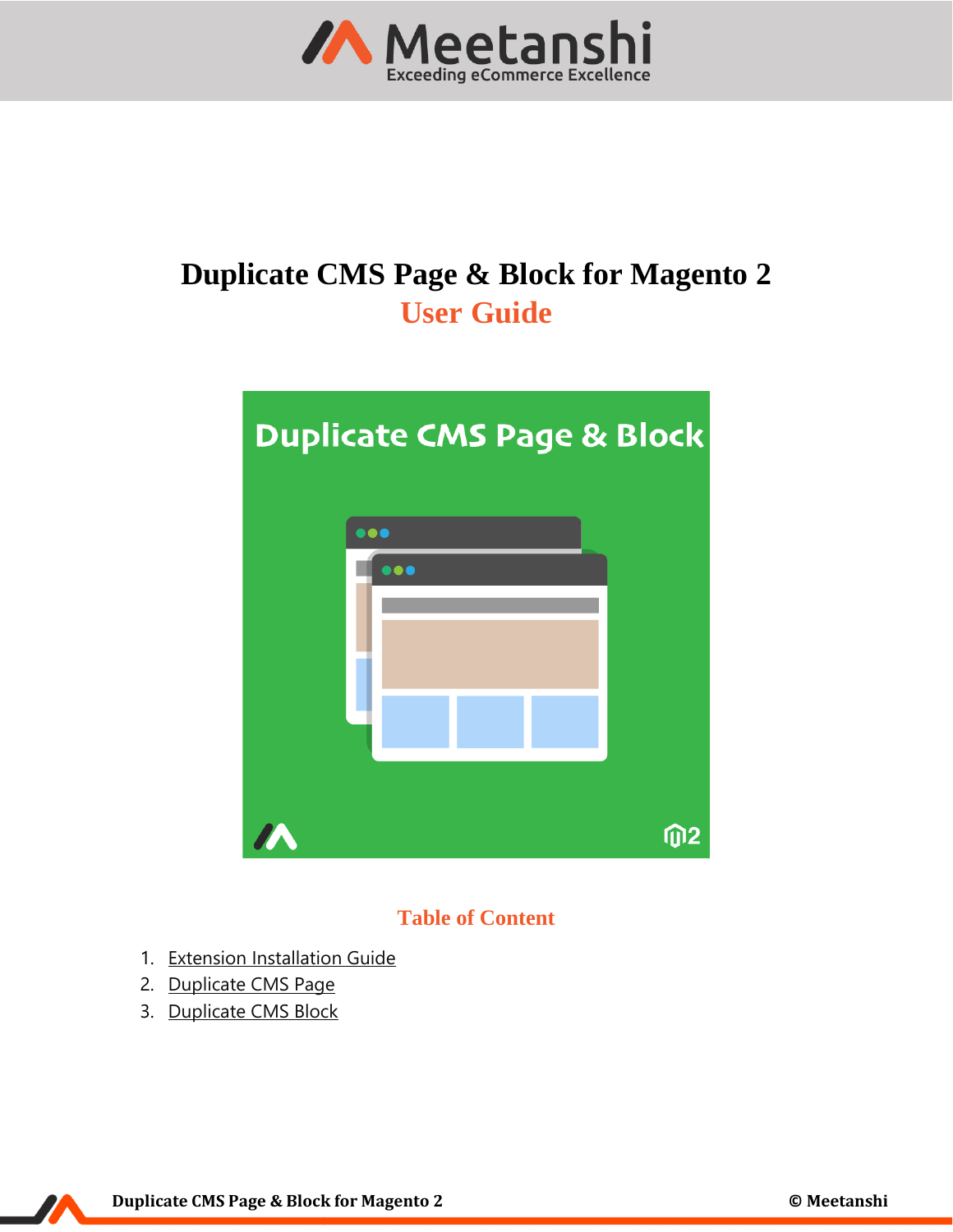# Duplicate CMS Page & Block for Magento 2

## User Guide

### Table of Content

1. Extension Installation Guide
2. Duplicate CMS Page
3. Duplicate CMS Block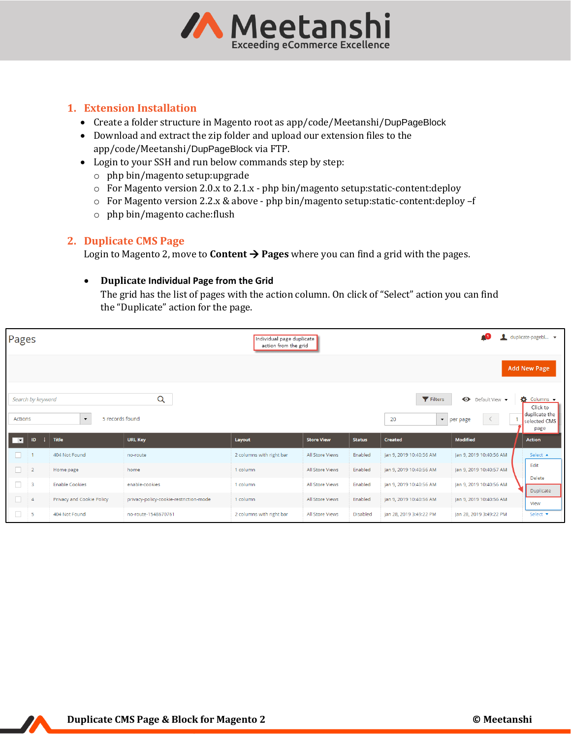## 1. Extension Installation

- Create a folder structure in Magento root as app/code/Meetanshi/DupPageBlock
- Download and extract the zip folder and upload our extension files to the app/code/Meetanshi/DupPageBlock via FTP.
- Login to your SSH and run below commands step by step:
  - php bin/magento setup:upgrade
  - For Magento version 2.0.x to 2.1.x - php bin/magento setup:static-content:deploy
  - For Magento version 2.2.x & above - php bin/magento setup:static-content:deploy –f
  - php bin/magento cache:flush

## 2. Duplicate CMS Page

Login to Magento 2, move to **Content** → **Pages** where you can find a grid with the pages.

- **Duplicate Individual Page from the Grid**

  The grid has the list of pages with the action column. On click of "Select" action you can find the "Duplicate" action for the page.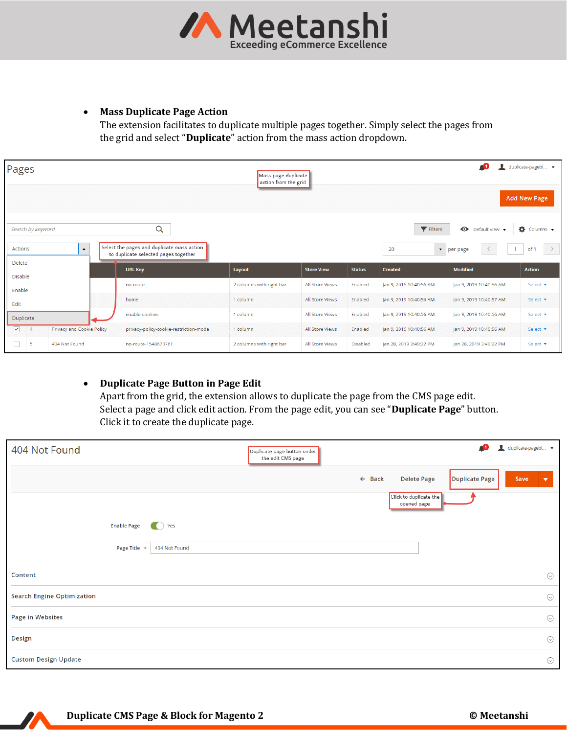- **Mass Duplicate Page Action**
  The extension facilitates to duplicate multiple pages together. Simply select the pages from the grid and select "**Duplicate**" action from the mass action dropdown.

- **Duplicate Page Button in Page Edit**
  Apart from the grid, the extension allows to duplicate the page from the CMS page edit. Select a page and click edit action. From the page edit, you can see "**Duplicate Page**" button. Click it to create the duplicate page.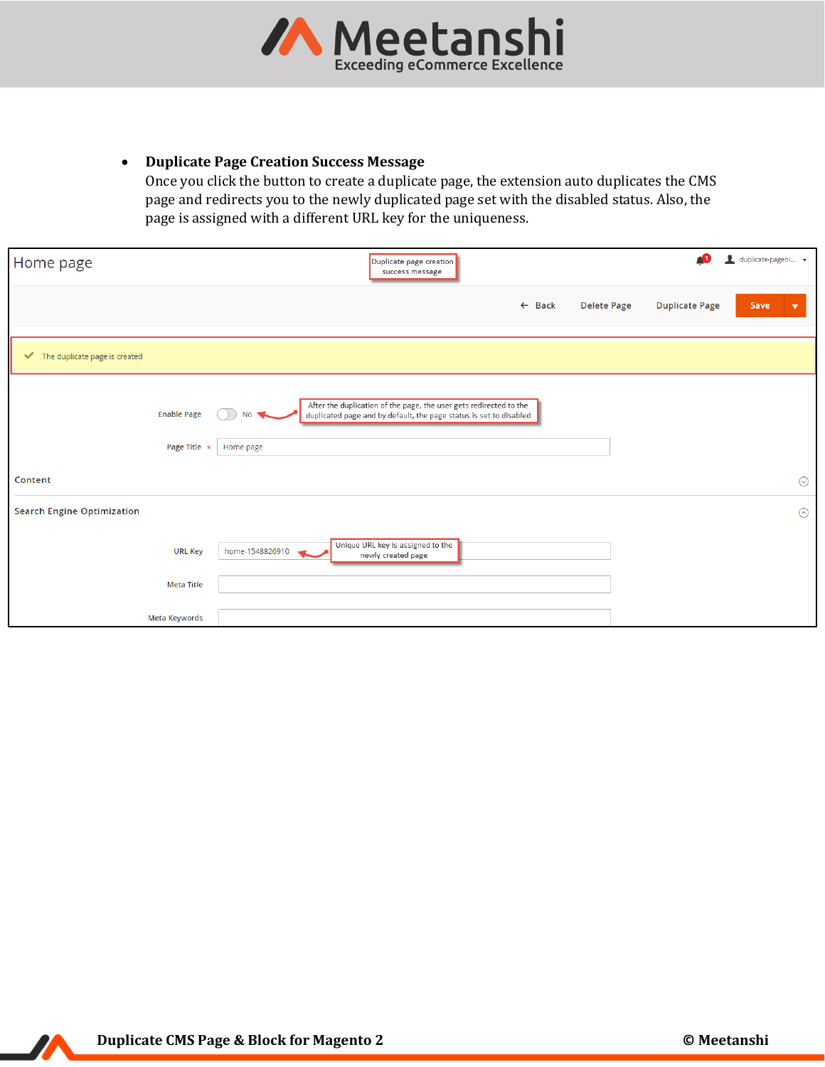- **Duplicate Page Creation Success Message**
  Once you click the button to create a duplicate page, the extension auto duplicates the CMS page and redirects you to the newly duplicated page set with the disabled status. Also, the page is assigned with a different URL key for the uniqueness.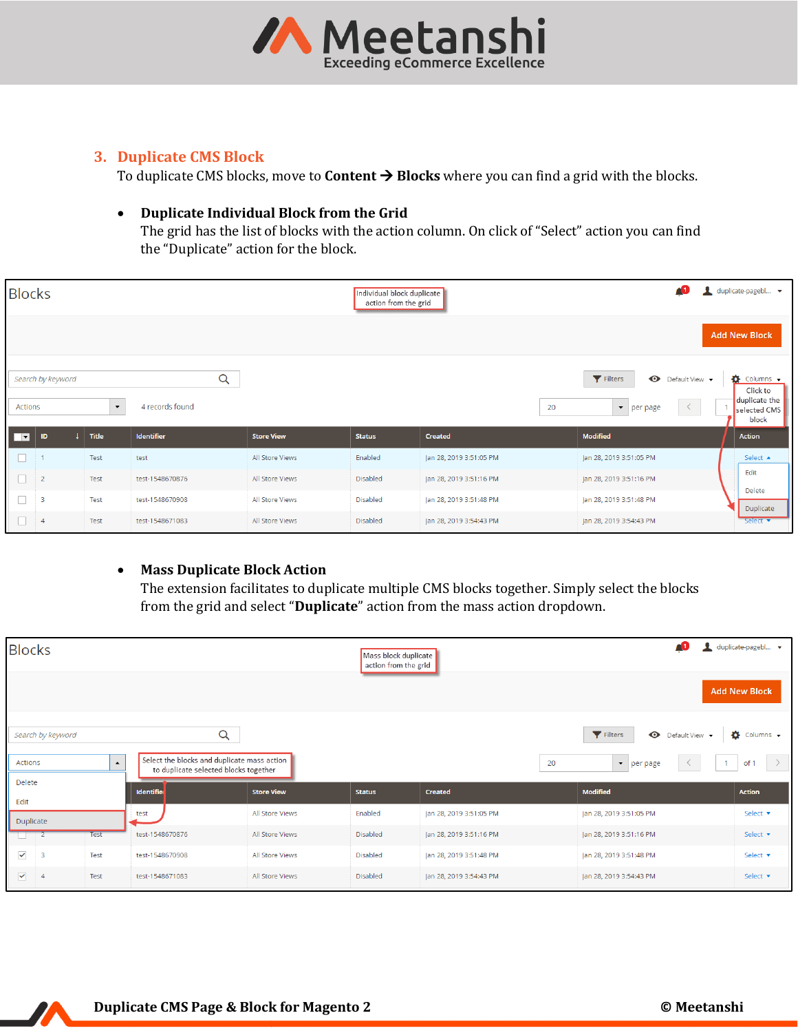## 3. Duplicate CMS Block

To duplicate CMS blocks, move to **Content → Blocks** where you can find a grid with the blocks.

- **Duplicate Individual Block from the Grid**
  The grid has the list of blocks with the action column. On click of "Select" action you can find the "Duplicate" action for the block.

- **Mass Duplicate Block Action**
  The extension facilitates to duplicate multiple CMS blocks together. Simply select the blocks from the grid and select "**Duplicate**" action from the mass action dropdown.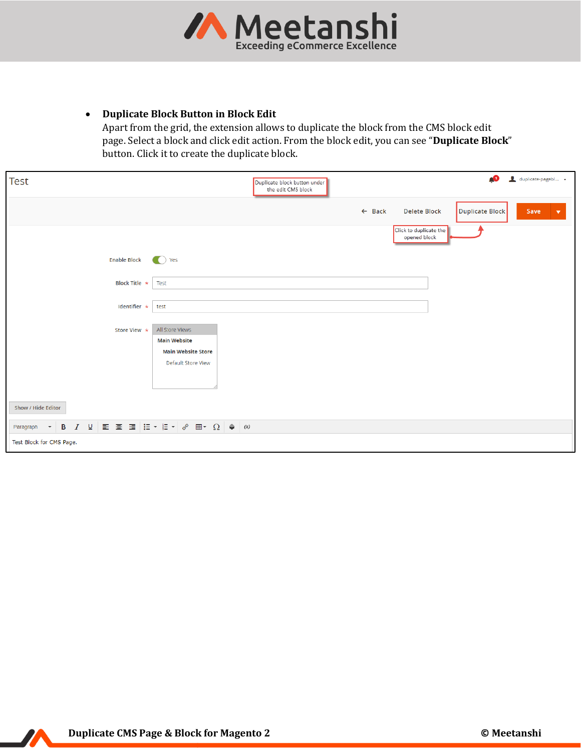- **Duplicate Block Button in Block Edit**
  Apart from the grid, the extension allows to duplicate the block from the CMS block edit page. Select a block and click edit action. From the block edit, you can see "**Duplicate Block**" button. Click it to create the duplicate block.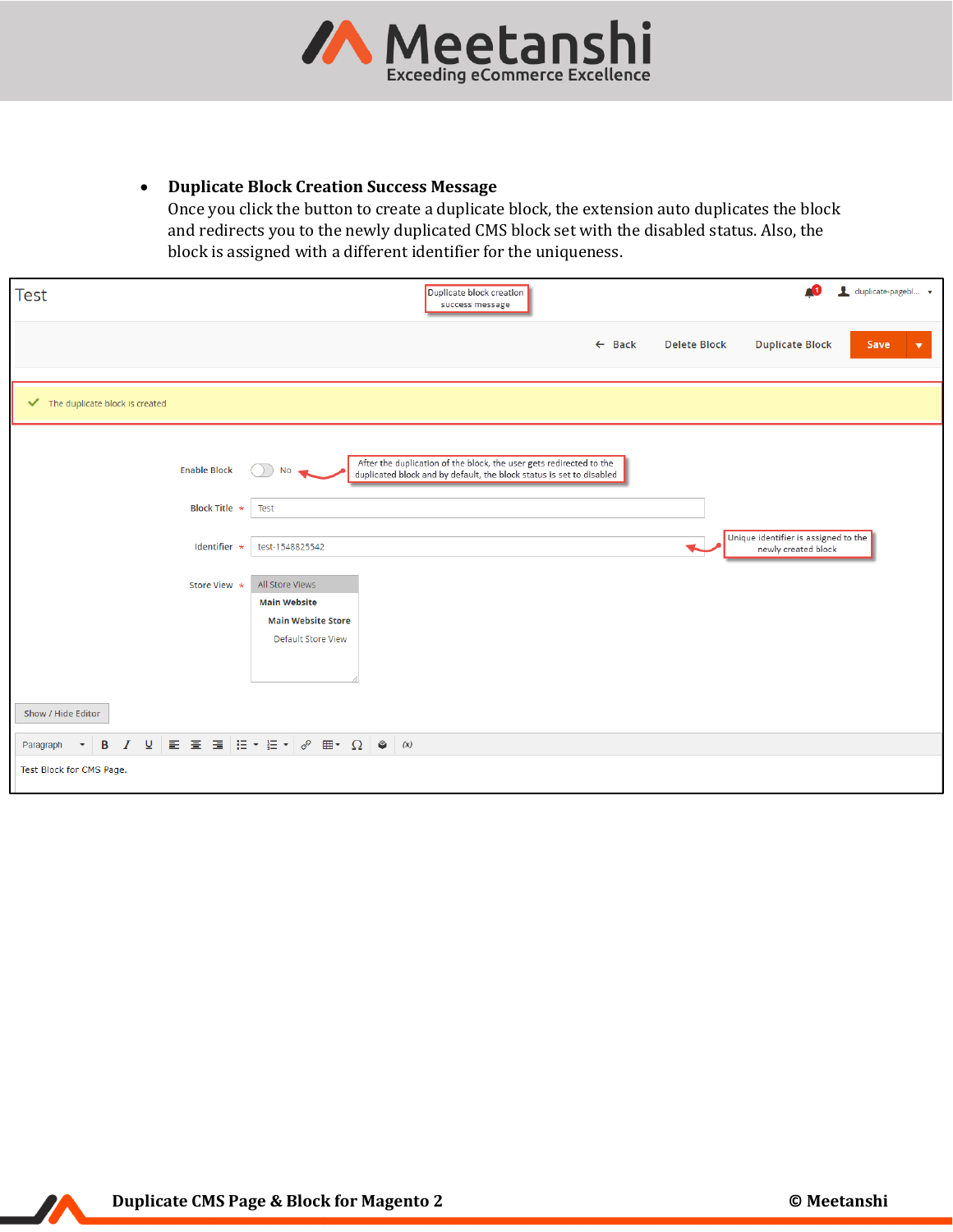- **Duplicate Block Creation Success Message**
  Once you click the button to create a duplicate block, the extension auto duplicates the block and redirects you to the newly duplicated CMS block set with the disabled status. Also, the block is assigned with a different identifier for the uniqueness.